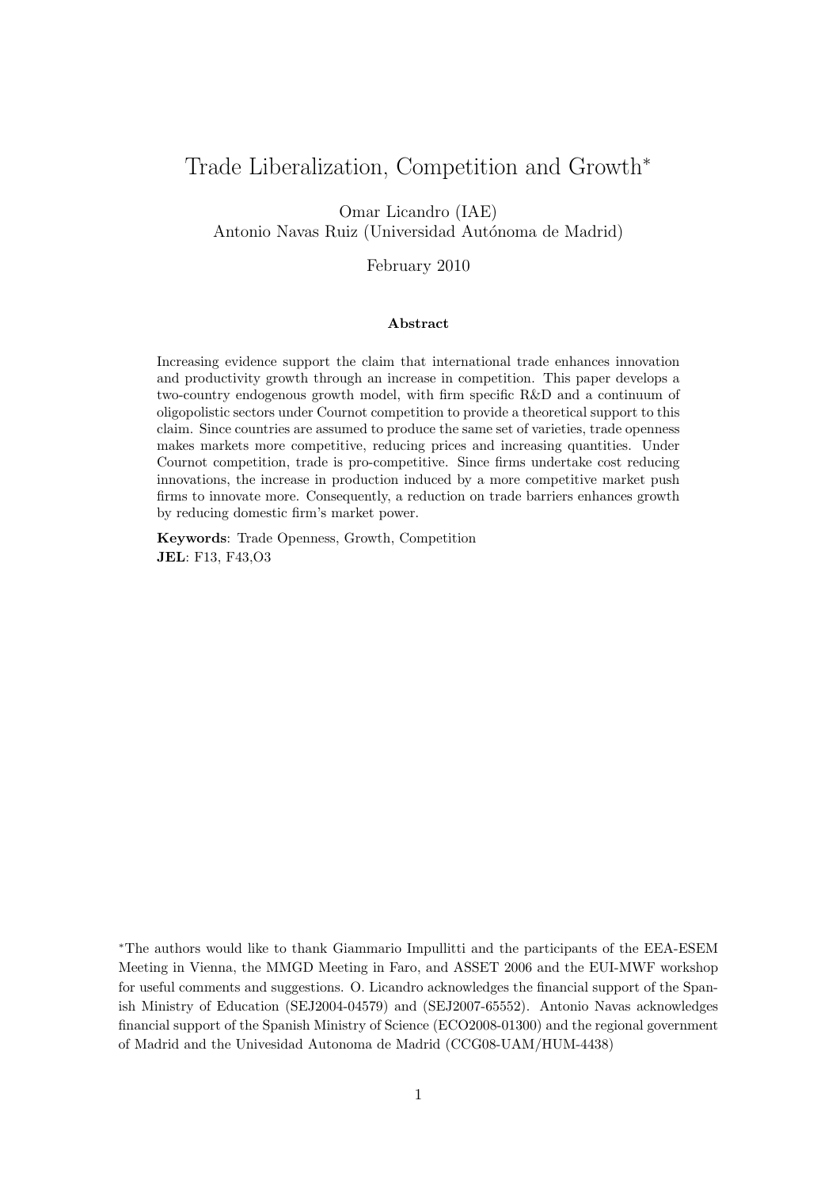# Trade Liberalization, Competition and Growth*

Omar Licandro (IAE)
Antonio Navas Ruiz (Universidad Autónoma de Madrid)

February 2010

**Abstract**

Increasing evidence support the claim that international trade enhances innovation and productivity growth through an increase in competition. This paper develops a two-country endogenous growth model, with firm specific R&D and a continuum of oligopolistic sectors under Cournot competition to provide a theoretical support to this claim. Since countries are assumed to produce the same set of varieties, trade openness makes markets more competitive, reducing prices and increasing quantities. Under Cournot competition, trade is pro-competitive. Since firms undertake cost reducing innovations, the increase in production induced by a more competitive market push firms to innovate more. Consequently, a reduction on trade barriers enhances growth by reducing domestic firm's market power.

**Keywords**: Trade Openness, Growth, Competition
**JEL**: F13, F43,O3

---

*The authors would like to thank Giammario Impullitti and the participants of the EEA-ESEM Meeting in Vienna, the MMGD Meeting in Faro, and ASSET 2006 and the EUI-MWF workshop for useful comments and suggestions. O. Licandro acknowledges the financial support of the Spanish Ministry of Education (SEJ2004-04579) and (SEJ2007-65552). Antonio Navas acknowledges financial support of the Spanish Ministry of Science (ECO2008-01300) and the regional government of Madrid and the Univesidad Autonoma de Madrid (CCG08-UAM/HUM-4438)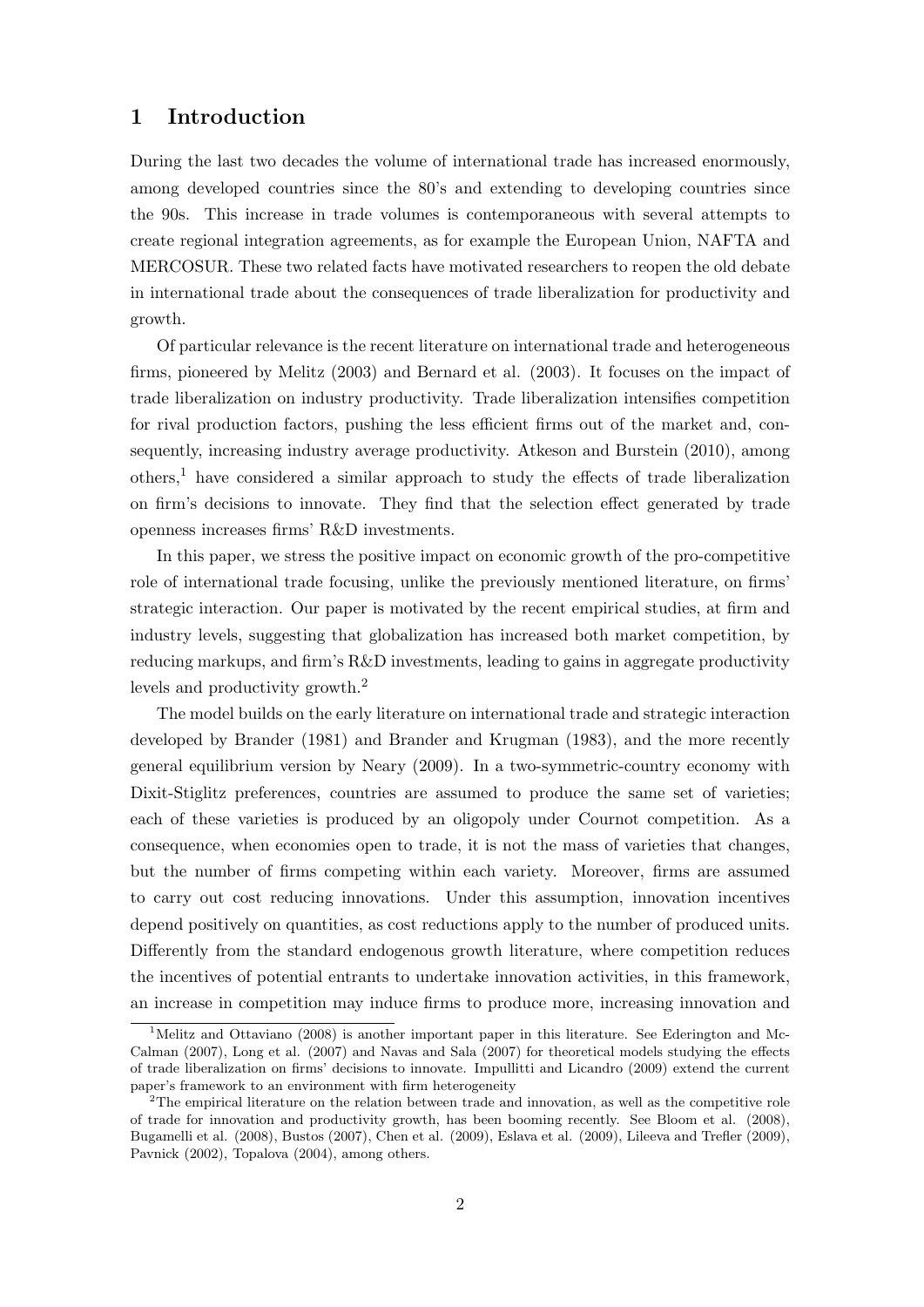# 1 Introduction

During the last two decades the volume of international trade has increased enormously, among developed countries since the 80's and extending to developing countries since the 90s. This increase in trade volumes is contemporaneous with several attempts to create regional integration agreements, as for example the European Union, NAFTA and MERCOSUR. These two related facts have motivated researchers to reopen the old debate in international trade about the consequences of trade liberalization for productivity and growth.

Of particular relevance is the recent literature on international trade and heterogeneous firms, pioneered by Melitz (2003) and Bernard et al. (2003). It focuses on the impact of trade liberalization on industry productivity. Trade liberalization intensifies competition for rival production factors, pushing the less efficient firms out of the market and, consequently, increasing industry average productivity. Atkeson and Burstein (2010), among others,[1] have considered a similar approach to study the effects of trade liberalization on firm's decisions to innovate. They find that the selection effect generated by trade openness increases firms' R&D investments.

In this paper, we stress the positive impact on economic growth of the pro-competitive role of international trade focusing, unlike the previously mentioned literature, on firms' strategic interaction. Our paper is motivated by the recent empirical studies, at firm and industry levels, suggesting that globalization has increased both market competition, by reducing markups, and firm's R&D investments, leading to gains in aggregate productivity levels and productivity growth.[2]

The model builds on the early literature on international trade and strategic interaction developed by Brander (1981) and Brander and Krugman (1983), and the more recently general equilibrium version by Neary (2009). In a two-symmetric-country economy with Dixit-Stiglitz preferences, countries are assumed to produce the same set of varieties; each of these varieties is produced by an oligopoly under Cournot competition. As a consequence, when economies open to trade, it is not the mass of varieties that changes, but the number of firms competing within each variety. Moreover, firms are assumed to carry out cost reducing innovations. Under this assumption, innovation incentives depend positively on quantities, as cost reductions apply to the number of produced units. Differently from the standard endogenous growth literature, where competition reduces the incentives of potential entrants to undertake innovation activities, in this framework, an increase in competition may induce firms to produce more, increasing innovation and

[1] Melitz and Ottaviano (2008) is another important paper in this literature. See Ederington and McCalman (2007), Long et al. (2007) and Navas and Sala (2007) for theoretical models studying the effects of trade liberalization on firms' decisions to innovate. Impullitti and Licandro (2009) extend the current paper's framework to an environment with firm heterogeneity

[2] The empirical literature on the relation between trade and innovation, as well as the competitive role of trade for innovation and productivity growth, has been booming recently. See Bloom et al. (2008), Bugamelli et al. (2008), Bustos (2007), Chen et al. (2009), Eslava et al. (2009), Lileeva and Trefler (2009), Pavnick (2002), Topalova (2004), among others.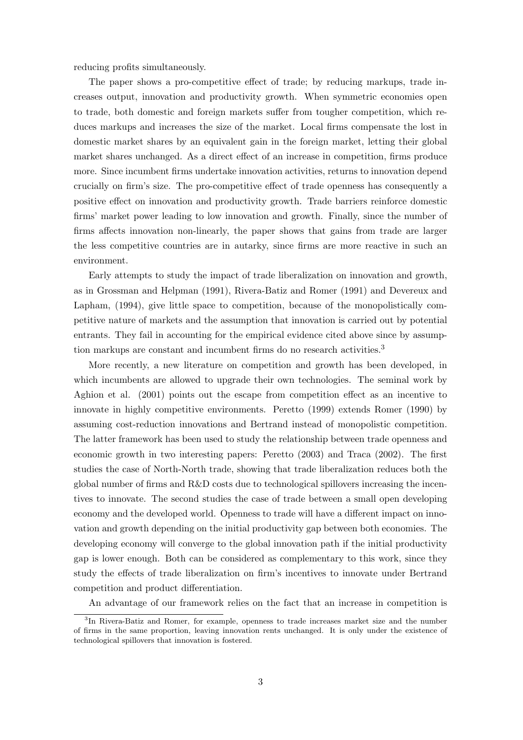reducing profits simultaneously.

The paper shows a pro-competitive effect of trade; by reducing markups, trade increases output, innovation and productivity growth. When symmetric economies open to trade, both domestic and foreign markets suffer from tougher competition, which reduces markups and increases the size of the market. Local firms compensate the lost in domestic market shares by an equivalent gain in the foreign market, letting their global market shares unchanged. As a direct effect of an increase in competition, firms produce more. Since incumbent firms undertake innovation activities, returns to innovation depend crucially on firm's size. The pro-competitive effect of trade openness has consequently a positive effect on innovation and productivity growth. Trade barriers reinforce domestic firms' market power leading to low innovation and growth. Finally, since the number of firms affects innovation non-linearly, the paper shows that gains from trade are larger the less competitive countries are in autarky, since firms are more reactive in such an environment.

Early attempts to study the impact of trade liberalization on innovation and growth, as in Grossman and Helpman (1991), Rivera-Batiz and Romer (1991) and Devereux and Lapham, (1994), give little space to competition, because of the monopolistically competitive nature of markets and the assumption that innovation is carried out by potential entrants. They fail in accounting for the empirical evidence cited above since by assumption markups are constant and incumbent firms do no research activities.[3]

More recently, a new literature on competition and growth has been developed, in which incumbents are allowed to upgrade their own technologies. The seminal work by Aghion et al. (2001) points out the escape from competition effect as an incentive to innovate in highly competitive environments. Peretto (1999) extends Romer (1990) by assuming cost-reduction innovations and Bertrand instead of monopolistic competition. The latter framework has been used to study the relationship between trade openness and economic growth in two interesting papers: Peretto (2003) and Traca (2002). The first studies the case of North-North trade, showing that trade liberalization reduces both the global number of firms and R&D costs due to technological spillovers increasing the incentives to innovate. The second studies the case of trade between a small open developing economy and the developed world. Openness to trade will have a different impact on innovation and growth depending on the initial productivity gap between both economies. The developing economy will converge to the global innovation path if the initial productivity gap is lower enough. Both can be considered as complementary to this work, since they study the effects of trade liberalization on firm's incentives to innovate under Bertrand competition and product differentiation.

An advantage of our framework relies on the fact that an increase in competition is

[3] In Rivera-Batiz and Romer, for example, openness to trade increases market size and the number of firms in the same proportion, leaving innovation rents unchanged. It is only under the existence of technological spillovers that innovation is fostered.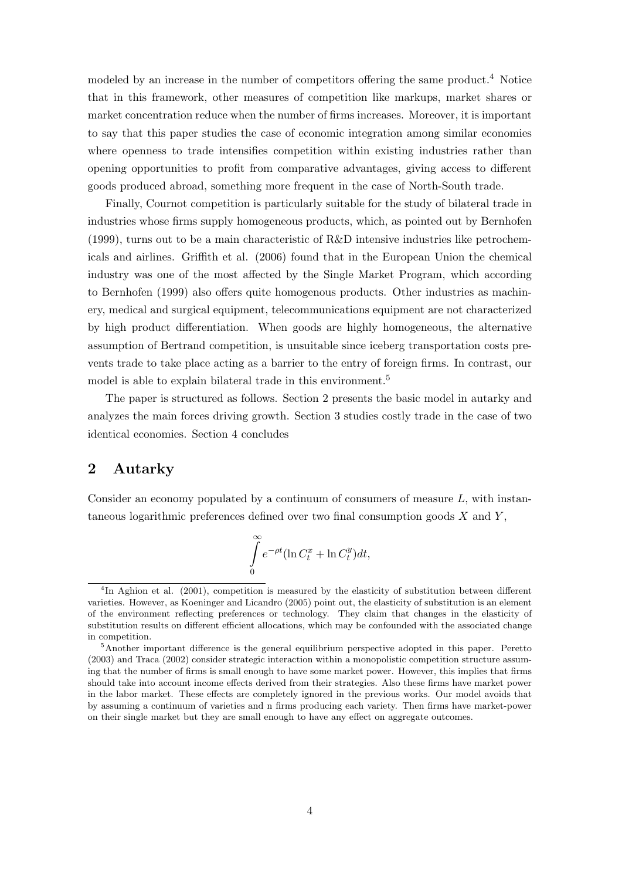modeled by an increase in the number of competitors offering the same product.[4] Notice that in this framework, other measures of competition like markups, market shares or market concentration reduce when the number of firms increases. Moreover, it is important to say that this paper studies the case of economic integration among similar economies where openness to trade intensifies competition within existing industries rather than opening opportunities to profit from comparative advantages, giving access to different goods produced abroad, something more frequent in the case of North-South trade.

Finally, Cournot competition is particularly suitable for the study of bilateral trade in industries whose firms supply homogeneous products, which, as pointed out by Bernhofen (1999), turns out to be a main characteristic of R&D intensive industries like petrochemicals and airlines. Griffith et al. (2006) found that in the European Union the chemical industry was one of the most affected by the Single Market Program, which according to Bernhofen (1999) also offers quite homogenous products. Other industries as machinery, medical and surgical equipment, telecommunications equipment are not characterized by high product differentiation. When goods are highly homogeneous, the alternative assumption of Bertrand competition, is unsuitable since iceberg transportation costs prevents trade to take place acting as a barrier to the entry of foreign firms. In contrast, our model is able to explain bilateral trade in this environment.[5]

The paper is structured as follows. Section 2 presents the basic model in autarky and analyzes the main forces driving growth. Section 3 studies costly trade in the case of two identical economies. Section 4 concludes

## 2 Autarky

Consider an economy populated by a continuum of consumers of measure $L$, with instantaneous logarithmic preferences defined over two final consumption goods $X$ and $Y$,

$$\int_0^\infty e^{-\rho t}(\ln C_t^x + \ln C_t^y)dt,$$

[4] In Aghion et al. (2001), competition is measured by the elasticity of substitution between different varieties. However, as Koeninger and Licandro (2005) point out, the elasticity of substitution is an element of the environment reflecting preferences or technology. They claim that changes in the elasticity of substitution results on different efficient allocations, which may be confounded with the associated change in competition.

[5] Another important difference is the general equilibrium perspective adopted in this paper. Peretto (2003) and Traca (2002) consider strategic interaction within a monopolistic competition structure assuming that the number of firms is small enough to have some market power. However, this implies that firms should take into account income effects derived from their strategies. Also these firms have market power in the labor market. These effects are completely ignored in the previous works. Our model avoids that by assuming a continuum of varieties and n firms producing each variety. Then firms have market-power on their single market but they are small enough to have any effect on aggregate outcomes.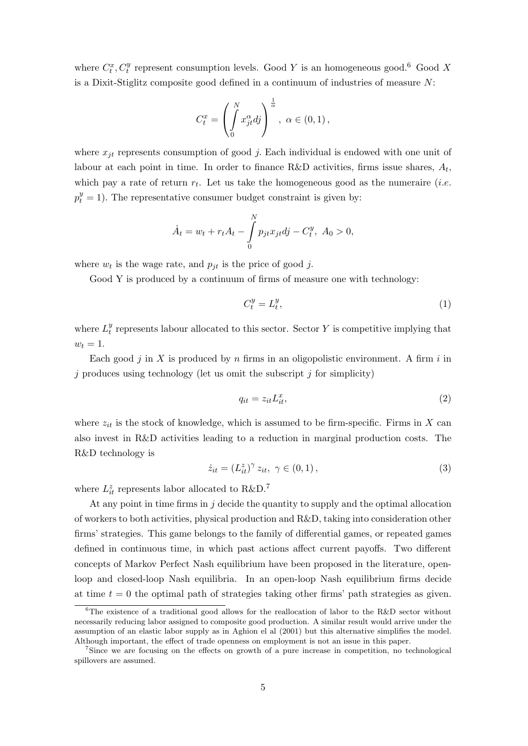where $C_t^x, C_t^y$ represent consumption levels. Good $Y$ is an homogeneous good.[6] Good $X$ is a Dixit-Stiglitz composite good defined in a continuum of industries of measure $N$:

$$C_t^x = \left( \int_0^N x_{jt}^{\alpha} dj \right)^{\frac{1}{\alpha}}, \; \alpha \in (0,1),$$

where $x_{jt}$ represents consumption of good $j$. Each individual is endowed with one unit of labour at each point in time. In order to finance R&D activities, firms issue shares, $A_t$, which pay a rate of return $r_t$. Let us take the homogeneous good as the numeraire (*i.e.* $p_t^y = 1$). The representative consumer budget constraint is given by:

$$\dot{A}_t = w_t + r_t A_t - \int_0^N p_{jt} x_{jt} dj - C_t^y, \; A_0 > 0,$$

where $w_t$ is the wage rate, and $p_{jt}$ is the price of good $j$.

Good Y is produced by a continuum of firms of measure one with technology:

$$C_t^y = L_t^y, \tag{1}$$

where $L_t^y$ represents labour allocated to this sector. Sector $Y$ is competitive implying that $w_t = 1$.

Each good $j$ in $X$ is produced by $n$ firms in an oligopolistic environment. A firm $i$ in $j$ produces using technology (let us omit the subscript $j$ for simplicity)

$$q_{it} = z_{it} L_{it}^x, \tag{2}$$

where $z_{it}$ is the stock of knowledge, which is assumed to be firm-specific. Firms in $X$ can also invest in R&D activities leading to a reduction in marginal production costs. The R&D technology is

$$\dot{z}_{it} = \left(L_{it}^z\right)^{\gamma} z_{it}, \; \gamma \in (0,1), \tag{3}$$

where $L_{it}^z$ represents labor allocated to R&D.[7]

At any point in time firms in $j$ decide the quantity to supply and the optimal allocation of workers to both activities, physical production and R&D, taking into consideration other firms' strategies. This game belongs to the family of differential games, or repeated games defined in continuous time, in which past actions affect current payoffs. Two different concepts of Markov Perfect Nash equilibrium have been proposed in the literature, open-loop and closed-loop Nash equilibria. In an open-loop Nash equilibrium firms decide at time $t = 0$ the optimal path of strategies taking other firms' path strategies as given.

---

[6] The existence of a traditional good allows for the reallocation of labor to the R&D sector without necessarily reducing labor assigned to composite good production. A similar result would arrive under the assumption of an elastic labor supply as in Aghion el al (2001) but this alternative simplifies the model. Although important, the effect of trade openness on employment is not an issue in this paper.

[7] Since we are focusing on the effects on growth of a pure increase in competition, no technological spillovers are assumed.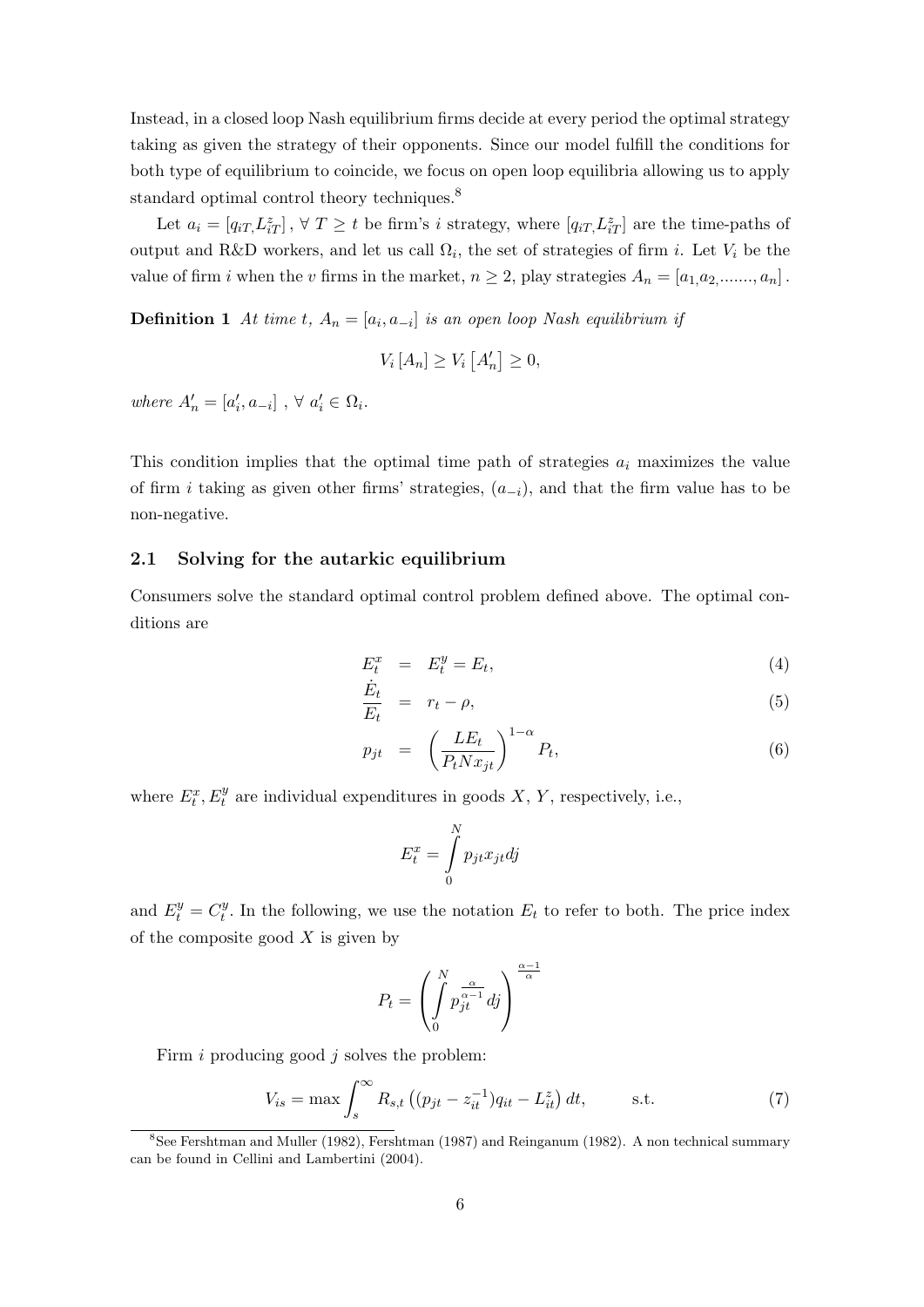Instead, in a closed loop Nash equilibrium firms decide at every period the optimal strategy taking as given the strategy of their opponents. Since our model fulfill the conditions for both type of equilibrium to coincide, we focus on open loop equilibria allowing us to apply standard optimal control theory techniques.[8]

Let $a_i = [q_{iT,} L_{iT}^z]$, $\forall\ T \geq t$ be firm's $i$ strategy, where $[q_{iT,} L_{iT}^z]$ are the time-paths of output and R&D workers, and let us call $\Omega_i$, the set of strategies of firm $i$. Let $V_i$ be the value of firm $i$ when the $v$ firms in the market, $n \geq 2$, play strategies $A_n = [a_{1,} a_{2,} ......., a_n]$.

**Definition 1** *At time $t$, $A_n = [a_i, a_{-i}]$ is an open loop Nash equilibrium if*

$$V_i[A_n] \geq V_i[A_n'] \geq 0,$$

*where $A_n' = [a_i', a_{-i}]$ , $\forall\ a_i' \in \Omega_i$.*

This condition implies that the optimal time path of strategies $a_i$ maximizes the value of firm $i$ taking as given other firms' strategies, $(a_{-i})$, and that the firm value has to be non-negative.

## 2.1 Solving for the autarkic equilibrium

Consumers solve the standard optimal control problem defined above. The optimal conditions are

$$E_t^x = E_t^y = E_t, \tag{4}$$

$$\frac{\dot{E}_t}{E_t} = r_t - \rho, \tag{5}$$

$$p_{jt} = \left(\frac{LE_t}{P_t N x_{jt}}\right)^{1-\alpha} P_t, \tag{6}$$

where $E_t^x, E_t^y$ are individual expenditures in goods $X$, $Y$, respectively, i.e.,

$$E_t^x = \int_0^N p_{jt} x_{jt} dj$$

and $E_t^y = C_t^y$. In the following, we use the notation $E_t$ to refer to both. The price index of the composite good $X$ is given by

$$P_t = \left(\int_0^N p_{jt}^{\frac{\alpha}{\alpha-1}} dj\right)^{\frac{\alpha-1}{\alpha}}$$

Firm $i$ producing good $j$ solves the problem:

$$V_{is} = \max \int_s^\infty R_{s,t}\left((p_{jt} - z_{it}^{-1})q_{it} - L_{it}^z\right) dt, \qquad \text{s.t.} \tag{7}$$

[8] See Fershtman and Muller (1982), Fershtman (1987) and Reinganum (1982). A non technical summary can be found in Cellini and Lambertini (2004).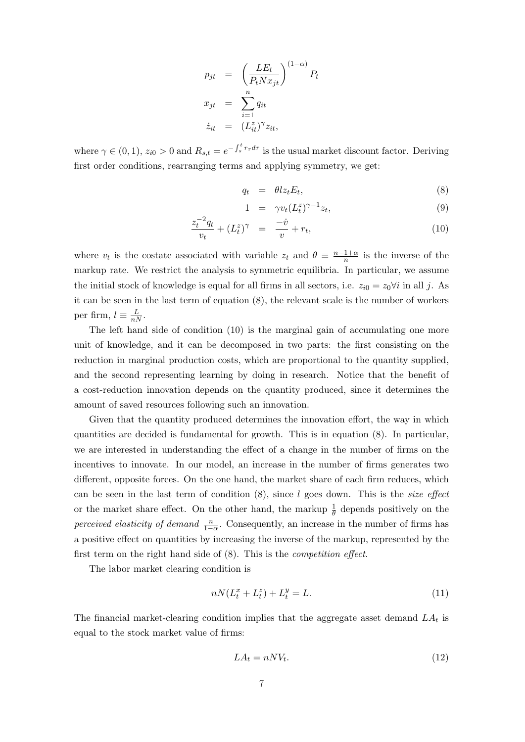$$
\begin{aligned}
p_{jt} &= \left(\frac{LE_t}{P_t N x_{jt}}\right)^{(1-\alpha)} P_t \\
x_{jt} &= \sum_{i=1}^{n} q_{it} \\
\dot{z}_{it} &= (L_{it}^z)^\gamma z_{it},
\end{aligned}
$$

where $\gamma \in (0,1)$, $z_{i0} > 0$ and $R_{s,t} = e^{-\int_s^t r_\tau d\tau}$ is the usual market discount factor. Deriving first order conditions, rearranging terms and applying symmetry, we get:

$$
q_t = \theta l z_t E_t, \tag{8}
$$

$$
1 = \gamma v_t (L_t^z)^{\gamma-1} z_t, \tag{9}
$$

$$
\frac{z_t^{-2} q_t}{v_t} + (L_t^z)^\gamma = \frac{-\dot{v}}{v} + r_t, \tag{10}
$$

where $v_t$ is the costate associated with variable $z_t$ and $\theta \equiv \frac{n-1+\alpha}{n}$ is the inverse of the markup rate. We restrict the analysis to symmetric equilibria. In particular, we assume the initial stock of knowledge is equal for all firms in all sectors, i.e. $z_{i0} = z_0 \forall i$ in all $j$. As it can be seen in the last term of equation (8), the relevant scale is the number of workers per firm, $l \equiv \frac{L}{nN}$.

The left hand side of condition (10) is the marginal gain of accumulating one more unit of knowledge, and it can be decomposed in two parts: the first consisting on the reduction in marginal production costs, which are proportional to the quantity supplied, and the second representing learning by doing in research. Notice that the benefit of a cost-reduction innovation depends on the quantity produced, since it determines the amount of saved resources following such an innovation.

Given that the quantity produced determines the innovation effort, the way in which quantities are decided is fundamental for growth. This is in equation (8). In particular, we are interested in understanding the effect of a change in the number of firms on the incentives to innovate. In our model, an increase in the number of firms generates two different, opposite forces. On the one hand, the market share of each firm reduces, which can be seen in the last term of condition (8), since $l$ goes down. This is the *size effect* or the market share effect. On the other hand, the markup $\frac{1}{\theta}$ depends positively on the *perceived elasticity of demand* $\frac{n}{1-\alpha}$. Consequently, an increase in the number of firms has a positive effect on quantities by increasing the inverse of the markup, represented by the first term on the right hand side of (8). This is the *competition effect*.

The labor market clearing condition is

$$
nN(L_t^x + L_t^z) + L_t^y = L. \tag{11}
$$

The financial market-clearing condition implies that the aggregate asset demand $LA_t$ is equal to the stock market value of firms:

$$
LA_t = nNV_t. \tag{12}
$$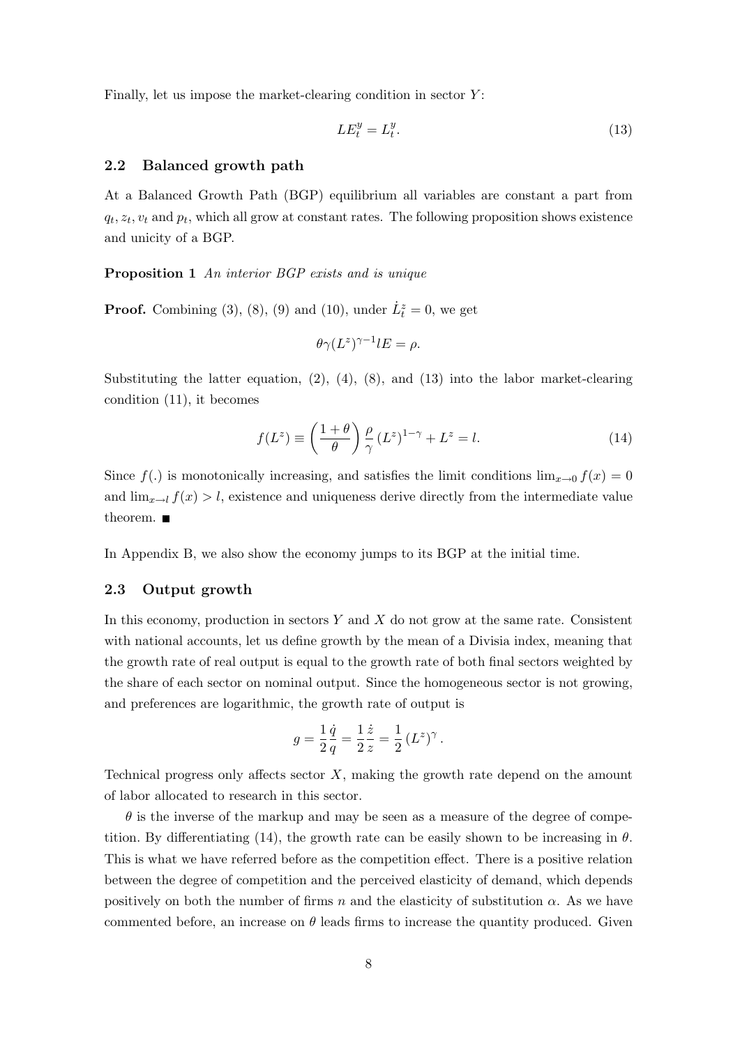Finally, let us impose the market-clearing condition in sector $Y$:

$$LE_t^y = L_t^y. \tag{13}$$

### 2.2 Balanced growth path

At a Balanced Growth Path (BGP) equilibrium all variables are constant a part from $q_t, z_t, v_t$ and $p_t$, which all grow at constant rates. The following proposition shows existence and unicity of a BGP.

**Proposition 1** *An interior BGP exists and is unique*

**Proof.** Combining (3), (8), (9) and (10), under $\dot{L}_t^z = 0$, we get

$$\theta\gamma(L^z)^{\gamma-1}lE = \rho.$$

Substituting the latter equation, (2), (4), (8), and (13) into the labor market-clearing condition (11), it becomes

$$f(L^z) \equiv \left(\frac{1+\theta}{\theta}\right)\frac{\rho}{\gamma}(L^z)^{1-\gamma} + L^z = l. \tag{14}$$

Since $f(.)$ is monotonically increasing, and satisfies the limit conditions $\lim_{x\to 0} f(x) = 0$ and $\lim_{x\to l} f(x) > l$, existence and uniqueness derive directly from the intermediate value theorem. ■

In Appendix B, we also show the economy jumps to its BGP at the initial time.

### 2.3 Output growth

In this economy, production in sectors $Y$ and $X$ do not grow at the same rate. Consistent with national accounts, let us define growth by the mean of a Divisia index, meaning that the growth rate of real output is equal to the growth rate of both final sectors weighted by the share of each sector on nominal output. Since the homogeneous sector is not growing, and preferences are logarithmic, the growth rate of output is

$$g = \frac{1}{2}\frac{\dot{q}}{q} = \frac{1}{2}\frac{\dot{z}}{z} = \frac{1}{2}(L^z)^{\gamma}.$$

Technical progress only affects sector $X$, making the growth rate depend on the amount of labor allocated to research in this sector.

$\theta$ is the inverse of the markup and may be seen as a measure of the degree of competition. By differentiating (14), the growth rate can be easily shown to be increasing in $\theta$. This is what we have referred before as the competition effect. There is a positive relation between the degree of competition and the perceived elasticity of demand, which depends positively on both the number of firms $n$ and the elasticity of substitution $\alpha$. As we have commented before, an increase on $\theta$ leads firms to increase the quantity produced. Given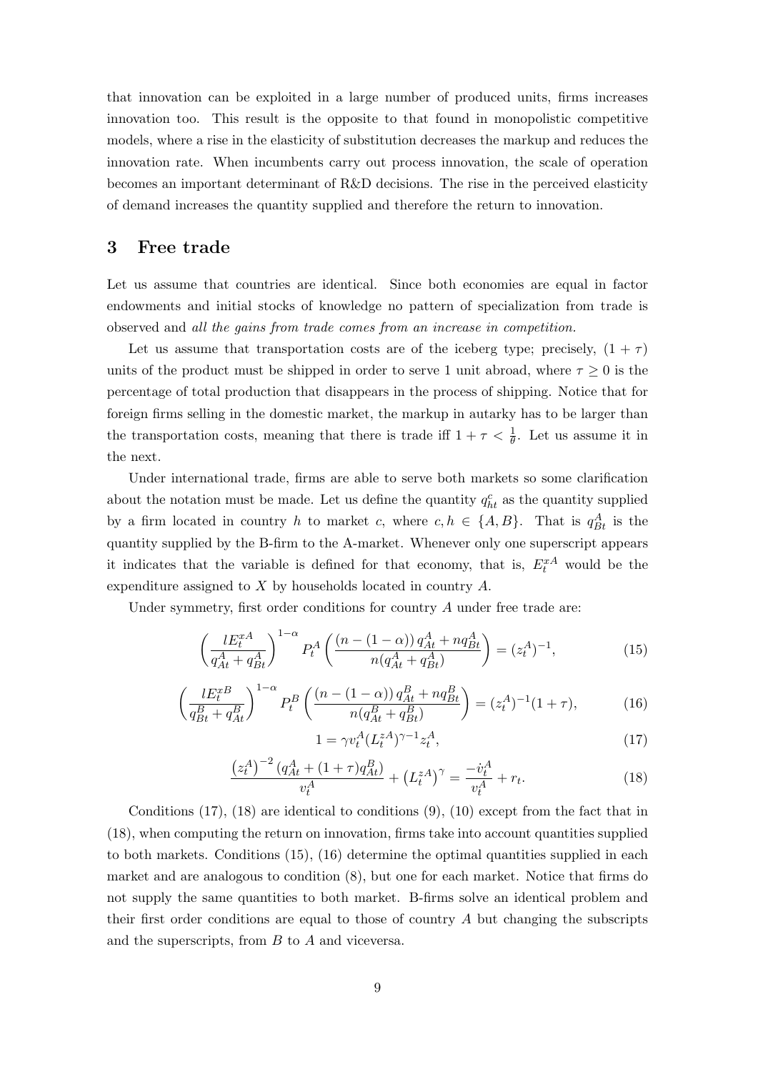that innovation can be exploited in a large number of produced units, firms increases innovation too. This result is the opposite to that found in monopolistic competitive models, where a rise in the elasticity of substitution decreases the markup and reduces the innovation rate. When incumbents carry out process innovation, the scale of operation becomes an important determinant of R&D decisions. The rise in the perceived elasticity of demand increases the quantity supplied and therefore the return to innovation.

# 3 Free trade

Let us assume that countries are identical. Since both economies are equal in factor endowments and initial stocks of knowledge no pattern of specialization from trade is observed and *all the gains from trade comes from an increase in competition.*

Let us assume that transportation costs are of the iceberg type; precisely, $(1+\tau)$ units of the product must be shipped in order to serve 1 unit abroad, where $\tau \geq 0$ is the percentage of total production that disappears in the process of shipping. Notice that for foreign firms selling in the domestic market, the markup in autarky has to be larger than the transportation costs, meaning that there is trade iff $1+\tau < \frac{1}{\theta}$. Let us assume it in the next.

Under international trade, firms are able to serve both markets so some clarification about the notation must be made. Let us define the quantity $q^c_{ht}$ as the quantity supplied by a firm located in country $h$ to market $c$, where $c, h \in \{A, B\}$. That is $q^A_{Bt}$ is the quantity supplied by the B-firm to the A-market. Whenever only one superscript appears it indicates that the variable is defined for that economy, that is, $E^{xA}_t$ would be the expenditure assigned to $X$ by households located in country $A$.

Under symmetry, first order conditions for country $A$ under free trade are:

$$\left(\frac{lE^{xA}_t}{q^A_{At}+q^A_{Bt}}\right)^{1-\alpha} P^A_t \left(\frac{(n-(1-\alpha))\,q^A_{At}+nq^A_{Bt}}{n(q^A_{At}+q^A_{Bt})}\right) = (z^A_t)^{-1}, \tag{15}$$

$$\left(\frac{lE^{xB}_t}{q^B_{Bt}+q^B_{At}}\right)^{1-\alpha} P^B_t \left(\frac{(n-(1-\alpha))\,q^B_{At}+nq^B_{Bt}}{n(q^B_{At}+q^B_{Bt})}\right) = (z^A_t)^{-1}(1+\tau), \tag{16}$$

$$1 = \gamma v^A_t (L^{zA}_t)^{\gamma-1} z^A_t, \tag{17}$$

$$\frac{\left(z^A_t\right)^{-2}\left(q^A_{At}+(1+\tau)q^B_{At}\right)}{v^A_t} + \left(L^{zA}_t\right)^{\gamma} = \frac{-\dot{v}^A_t}{v^A_t} + r_t. \tag{18}$$

Conditions (17), (18) are identical to conditions (9), (10) except from the fact that in (18), when computing the return on innovation, firms take into account quantities supplied to both markets. Conditions (15), (16) determine the optimal quantities supplied in each market and are analogous to condition (8), but one for each market. Notice that firms do not supply the same quantities to both market. B-firms solve an identical problem and their first order conditions are equal to those of country $A$ but changing the subscripts and the superscripts, from $B$ to $A$ and viceversa.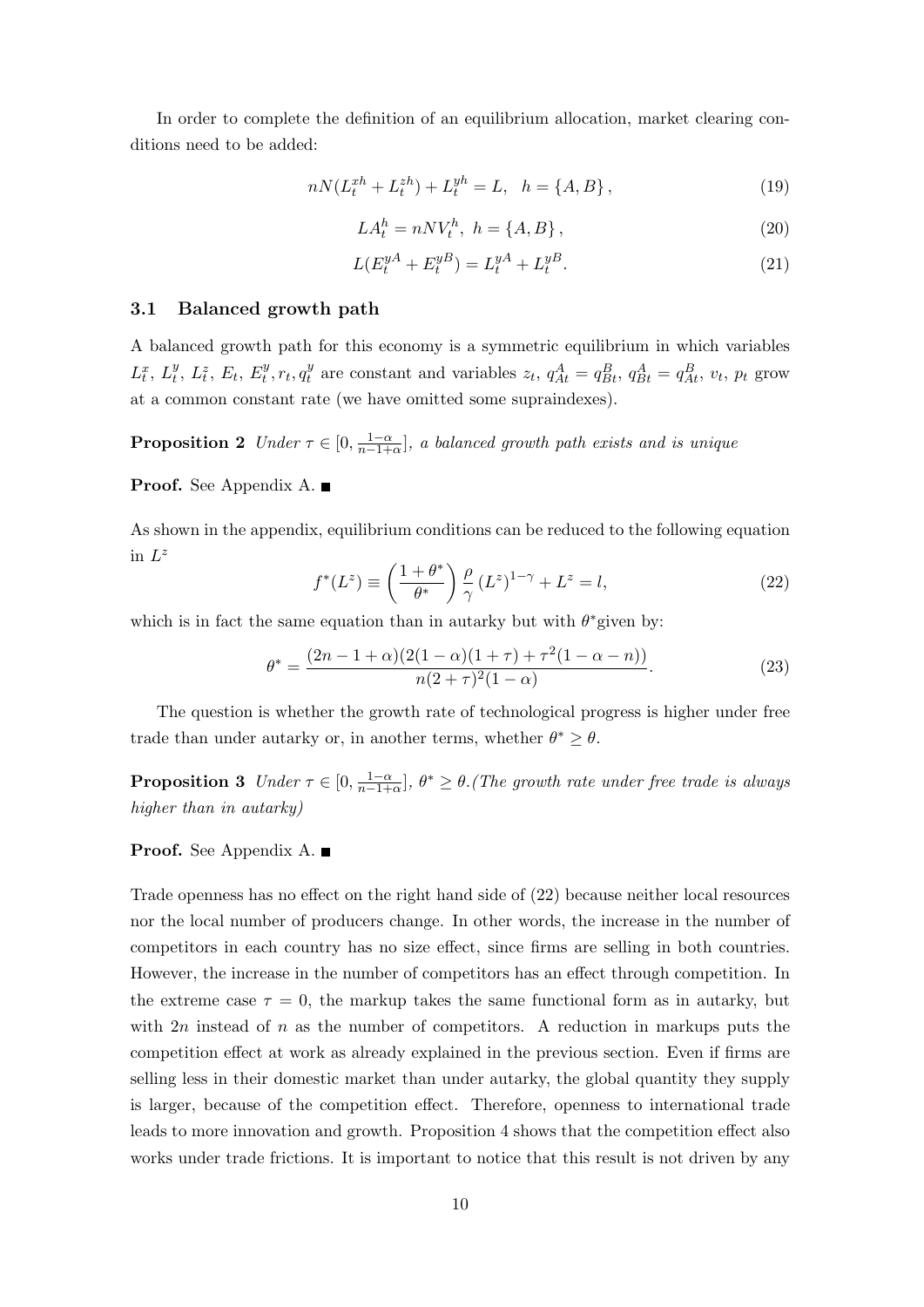In order to complete the definition of an equilibrium allocation, market clearing conditions need to be added:

$$nN(L_t^{xh} + L_t^{zh}) + L_t^{yh} = L, \quad h = \{A, B\}, \tag{19}$$

$$LA_t^h = nNV_t^h, \; h = \{A, B\}, \tag{20}$$

$$L(E_t^{yA} + E_t^{yB}) = L_t^{yA} + L_t^{yB}. \tag{21}$$

### 3.1 Balanced growth path

A balanced growth path for this economy is a symmetric equilibrium in which variables $L_t^x$, $L_t^y$, $L_t^z$, $E_t$, $E_t^y, r_t, q_t^y$ are constant and variables $z_t$, $q_{At}^A = q_{Bt}^B$, $q_{Bt}^A = q_{At}^B$, $v_t$, $p_t$ grow at a common constant rate (we have omitted some supraindexes).

**Proposition 2** *Under $\tau \in [0, \frac{1-\alpha}{n-1+\alpha}]$, a balanced growth path exists and is unique*

**Proof.** See Appendix A. ■

As shown in the appendix, equilibrium conditions can be reduced to the following equation in $L^z$

$$f^*(L^z) \equiv \left(\frac{1+\theta^*}{\theta^*}\right) \frac{\rho}{\gamma} (L^z)^{1-\gamma} + L^z = l, \tag{22}$$

which is in fact the same equation than in autarky but with $\theta^*$given by:

$$\theta^* = \frac{(2n-1+\alpha)(2(1-\alpha)(1+\tau) + \tau^2(1-\alpha-n))}{n(2+\tau)^2(1-\alpha)}. \tag{23}$$

The question is whether the growth rate of technological progress is higher under free trade than under autarky or, in another terms, whether $\theta^* \geq \theta$.

**Proposition 3** *Under $\tau \in [0, \frac{1-\alpha}{n-1+\alpha}]$, $\theta^* \geq \theta$.(The growth rate under free trade is always higher than in autarky)*

**Proof.** See Appendix A. ■

Trade openness has no effect on the right hand side of (22) because neither local resources nor the local number of producers change. In other words, the increase in the number of competitors in each country has no size effect, since firms are selling in both countries. However, the increase in the number of competitors has an effect through competition. In the extreme case $\tau = 0$, the markup takes the same functional form as in autarky, but with $2n$ instead of $n$ as the number of competitors. A reduction in markups puts the competition effect at work as already explained in the previous section. Even if firms are selling less in their domestic market than under autarky, the global quantity they supply is larger, because of the competition effect. Therefore, openness to international trade leads to more innovation and growth. Proposition 4 shows that the competition effect also works under trade frictions. It is important to notice that this result is not driven by any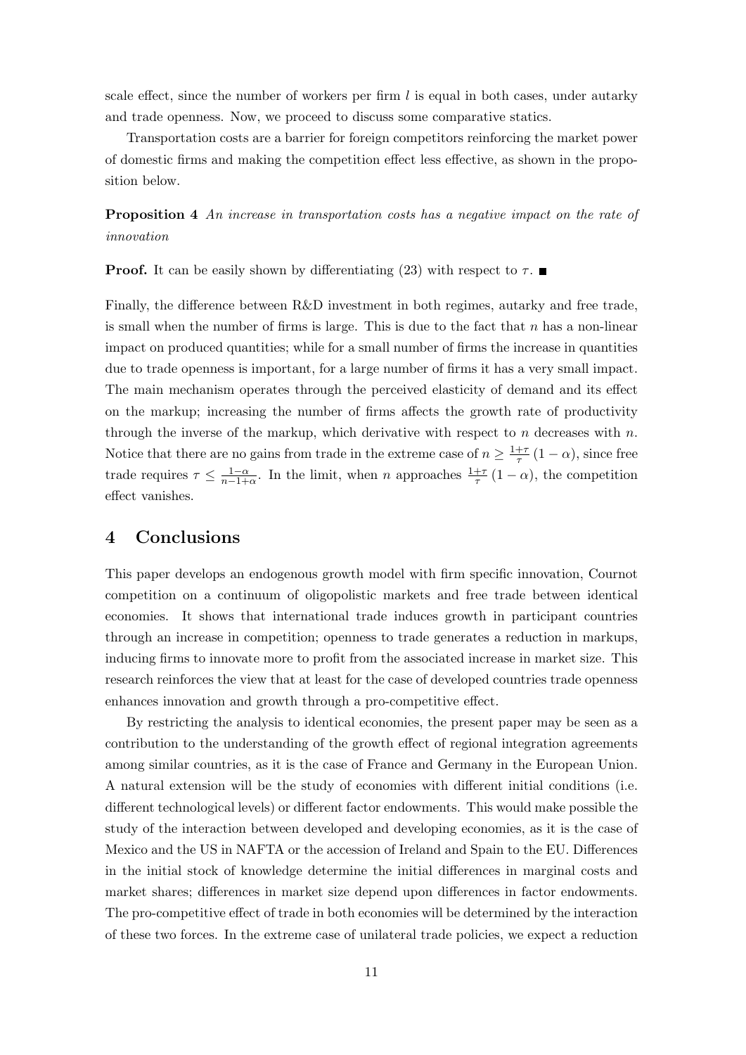scale effect, since the number of workers per firm $l$ is equal in both cases, under autarky and trade openness. Now, we proceed to discuss some comparative statics.

Transportation costs are a barrier for foreign competitors reinforcing the market power of domestic firms and making the competition effect less effective, as shown in the proposition below.

**Proposition 4** *An increase in transportation costs has a negative impact on the rate of innovation*

**Proof.** It can be easily shown by differentiating (23) with respect to $\tau$. ■

Finally, the difference between R&D investment in both regimes, autarky and free trade, is small when the number of firms is large. This is due to the fact that $n$ has a non-linear impact on produced quantities; while for a small number of firms the increase in quantities due to trade openness is important, for a large number of firms it has a very small impact. The main mechanism operates through the perceived elasticity of demand and its effect on the markup; increasing the number of firms affects the growth rate of productivity through the inverse of the markup, which derivative with respect to $n$ decreases with $n$. Notice that there are no gains from trade in the extreme case of $n \geq \frac{1+\tau}{\tau}(1-\alpha)$, since free trade requires $\tau \leq \frac{1-\alpha}{n-1+\alpha}$. In the limit, when $n$ approaches $\frac{1+\tau}{\tau}(1-\alpha)$, the competition effect vanishes.

## 4 Conclusions

This paper develops an endogenous growth model with firm specific innovation, Cournot competition on a continuum of oligopolistic markets and free trade between identical economies. It shows that international trade induces growth in participant countries through an increase in competition; openness to trade generates a reduction in markups, inducing firms to innovate more to profit from the associated increase in market size. This research reinforces the view that at least for the case of developed countries trade openness enhances innovation and growth through a pro-competitive effect.

By restricting the analysis to identical economies, the present paper may be seen as a contribution to the understanding of the growth effect of regional integration agreements among similar countries, as it is the case of France and Germany in the European Union. A natural extension will be the study of economies with different initial conditions (i.e. different technological levels) or different factor endowments. This would make possible the study of the interaction between developed and developing economies, as it is the case of Mexico and the US in NAFTA or the accession of Ireland and Spain to the EU. Differences in the initial stock of knowledge determine the initial differences in marginal costs and market shares; differences in market size depend upon differences in factor endowments. The pro-competitive effect of trade in both economies will be determined by the interaction of these two forces. In the extreme case of unilateral trade policies, we expect a reduction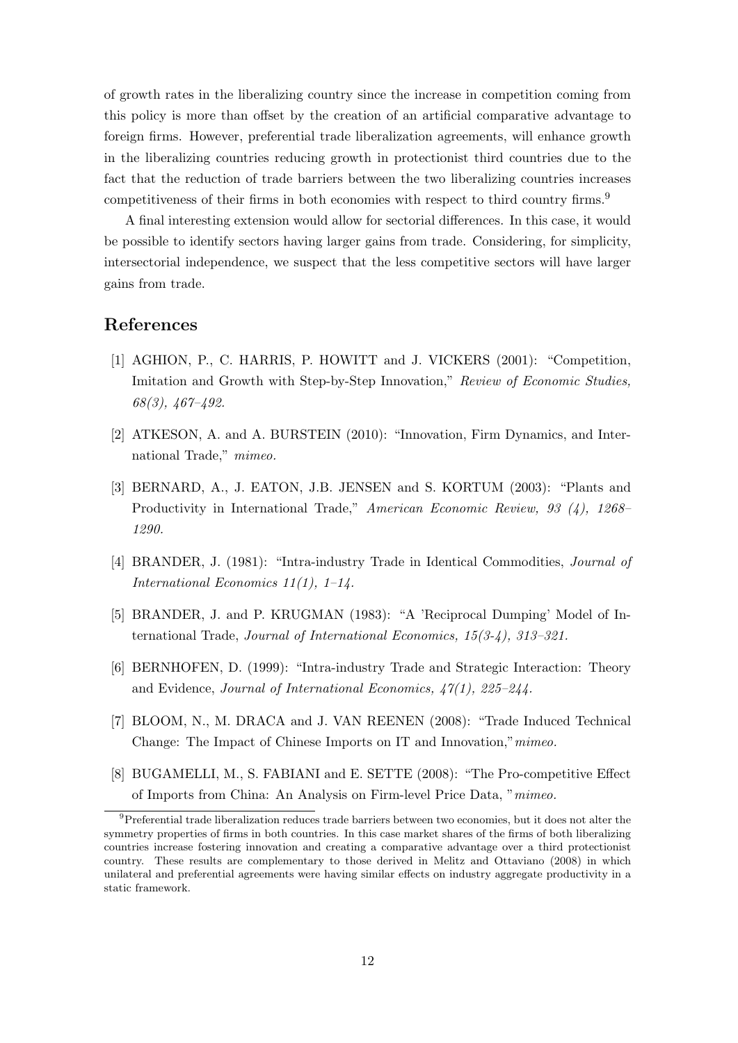of growth rates in the liberalizing country since the increase in competition coming from this policy is more than offset by the creation of an artificial comparative advantage to foreign firms. However, preferential trade liberalization agreements, will enhance growth in the liberalizing countries reducing growth in protectionist third countries due to the fact that the reduction of trade barriers between the two liberalizing countries increases competitiveness of their firms in both economies with respect to third country firms.[9]

A final interesting extension would allow for sectorial differences. In this case, it would be possible to identify sectors having larger gains from trade. Considering, for simplicity, intersectorial independence, we suspect that the less competitive sectors will have larger gains from trade.

## References

[1] AGHION, P., C. HARRIS, P. HOWITT and J. VICKERS (2001): "Competition, Imitation and Growth with Step-by-Step Innovation," *Review of Economic Studies, 68(3), 467–492.*

[2] ATKESON, A. and A. BURSTEIN (2010): "Innovation, Firm Dynamics, and International Trade," *mimeo.*

[3] BERNARD, A., J. EATON, J.B. JENSEN and S. KORTUM (2003): "Plants and Productivity in International Trade," *American Economic Review, 93 (4), 1268–1290.*

[4] BRANDER, J. (1981): "Intra-industry Trade in Identical Commodities, *Journal of International Economics 11(1), 1–14.*

[5] BRANDER, J. and P. KRUGMAN (1983): "A 'Reciprocal Dumping' Model of International Trade, *Journal of International Economics, 15(3-4), 313–321.*

[6] BERNHOFEN, D. (1999): "Intra-industry Trade and Strategic Interaction: Theory and Evidence, *Journal of International Economics, 47(1), 225–244.*

[7] BLOOM, N., M. DRACA and J. VAN REENEN (2008): "Trade Induced Technical Change: The Impact of Chinese Imports on IT and Innovation,"*mimeo.*

[8] BUGAMELLI, M., S. FABIANI and E. SETTE (2008): "The Pro-competitive Effect of Imports from China: An Analysis on Firm-level Price Data, "*mimeo.*

---

[9] Preferential trade liberalization reduces trade barriers between two economies, but it does not alter the symmetry properties of firms in both countries. In this case market shares of the firms of both liberalizing countries increase fostering innovation and creating a comparative advantage over a third protectionist country. These results are complementary to those derived in Melitz and Ottaviano (2008) in which unilateral and preferential agreements were having similar effects on industry aggregate productivity in a static framework.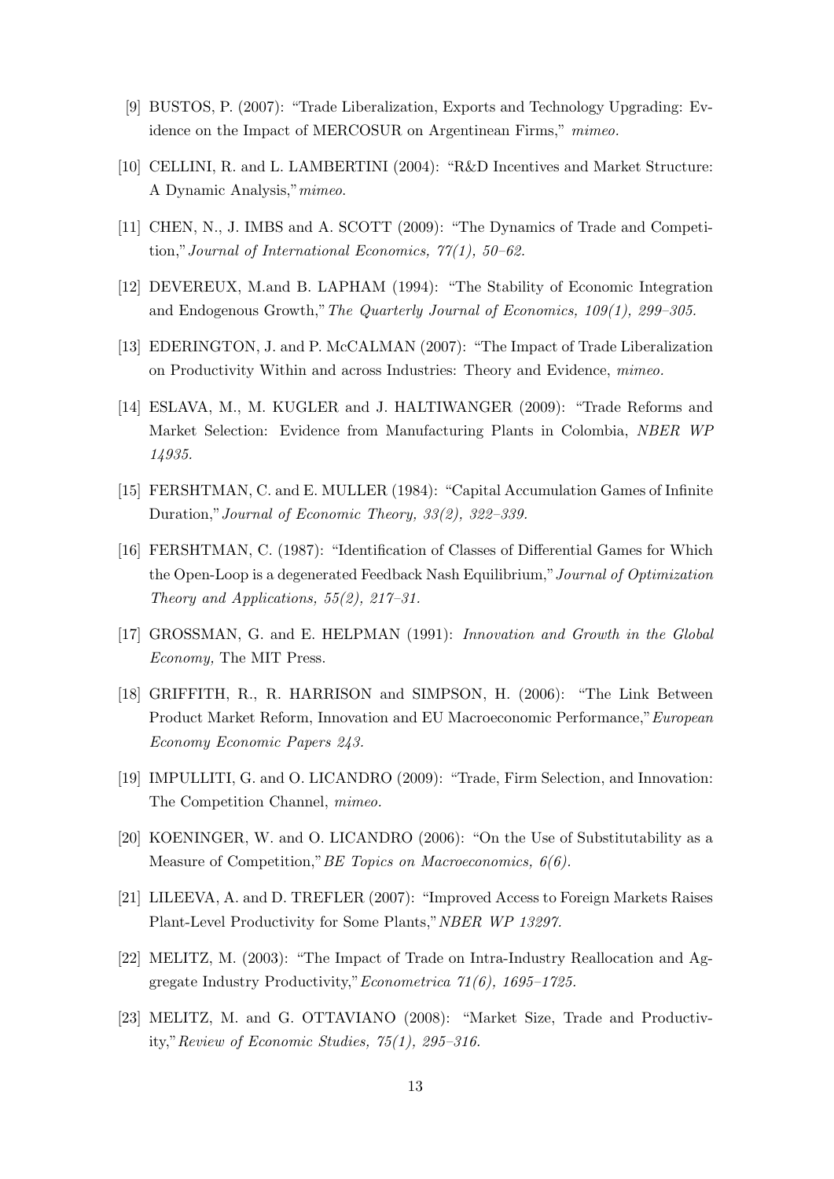[9] BUSTOS, P. (2007): "Trade Liberalization, Exports and Technology Upgrading: Evidence on the Impact of MERCOSUR on Argentinean Firms," *mimeo*.

[10] CELLINI, R. and L. LAMBERTINI (2004): "R&D Incentives and Market Structure: A Dynamic Analysis,"*mimeo*.

[11] CHEN, N., J. IMBS and A. SCOTT (2009): "The Dynamics of Trade and Competition,"*Journal of International Economics, 77(1), 50–62.*

[12] DEVEREUX, M.and B. LAPHAM (1994): "The Stability of Economic Integration and Endogenous Growth,"*The Quarterly Journal of Economics, 109(1), 299–305.*

[13] EDERINGTON, J. and P. McCALMAN (2007): "The Impact of Trade Liberalization on Productivity Within and across Industries: Theory and Evidence, *mimeo*.

[14] ESLAVA, M., M. KUGLER and J. HALTIWANGER (2009): "Trade Reforms and Market Selection: Evidence from Manufacturing Plants in Colombia, *NBER WP 14935.*

[15] FERSHTMAN, C. and E. MULLER (1984): "Capital Accumulation Games of Infinite Duration,"*Journal of Economic Theory, 33(2), 322–339.*

[16] FERSHTMAN, C. (1987): "Identification of Classes of Differential Games for Which the Open-Loop is a degenerated Feedback Nash Equilibrium,"*Journal of Optimization Theory and Applications, 55(2), 217–31.*

[17] GROSSMAN, G. and E. HELPMAN (1991): *Innovation and Growth in the Global Economy,* The MIT Press.

[18] GRIFFITH, R., R. HARRISON and SIMPSON, H. (2006): "The Link Between Product Market Reform, Innovation and EU Macroeconomic Performance,"*European Economy Economic Papers 243.*

[19] IMPULLITI, G. and O. LICANDRO (2009): "Trade, Firm Selection, and Innovation: The Competition Channel, *mimeo*.

[20] KOENINGER, W. and O. LICANDRO (2006): "On the Use of Substitutability as a Measure of Competition,"*BE Topics on Macroeconomics, 6(6).*

[21] LILEEVA, A. and D. TREFLER (2007): "Improved Access to Foreign Markets Raises Plant-Level Productivity for Some Plants,"*NBER WP 13297.*

[22] MELITZ, M. (2003): "The Impact of Trade on Intra-Industry Reallocation and Aggregate Industry Productivity,"*Econometrica 71(6), 1695–1725.*

[23] MELITZ, M. and G. OTTAVIANO (2008): "Market Size, Trade and Productivity,"*Review of Economic Studies, 75(1), 295–316.*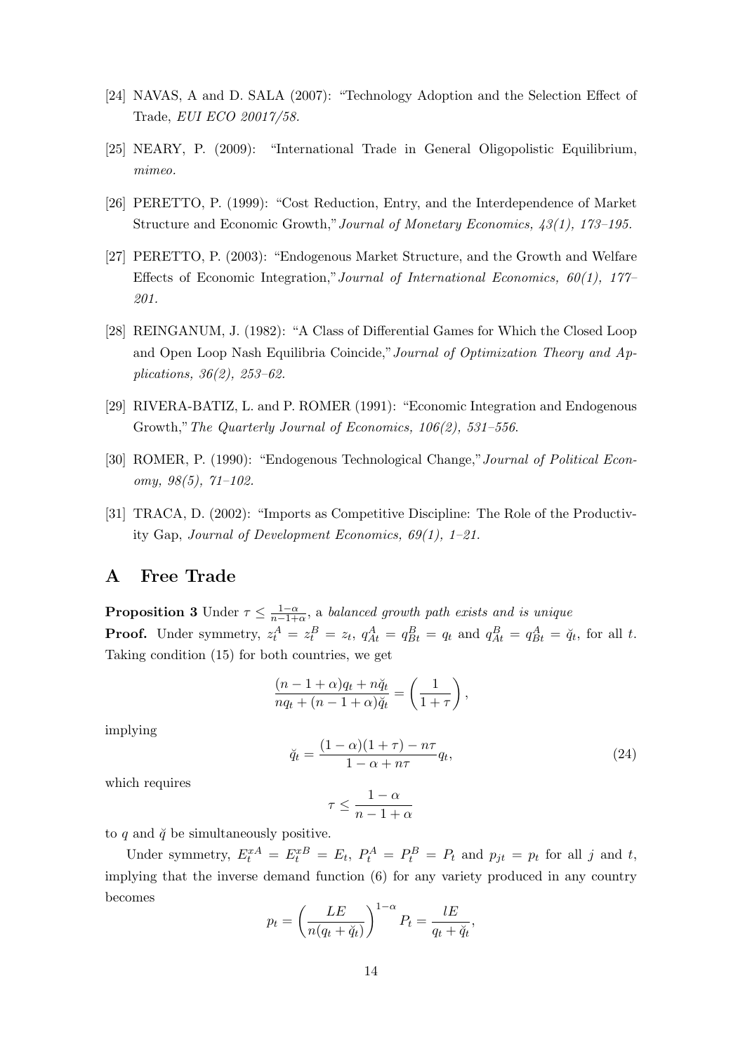[24] NAVAS, A and D. SALA (2007): "Technology Adoption and the Selection Effect of Trade, *EUI ECO 20017/58.*

[25] NEARY, P. (2009): "International Trade in General Oligopolistic Equilibrium, *mimeo.*

[26] PERETTO, P. (1999): "Cost Reduction, Entry, and the Interdependence of Market Structure and Economic Growth," *Journal of Monetary Economics, 43(1), 173–195.*

[27] PERETTO, P. (2003): "Endogenous Market Structure, and the Growth and Welfare Effects of Economic Integration," *Journal of International Economics, 60(1), 177–201.*

[28] REINGANUM, J. (1982): "A Class of Differential Games for Which the Closed Loop and Open Loop Nash Equilibria Coincide," *Journal of Optimization Theory and Applications, 36(2), 253–62.*

[29] RIVERA-BATIZ, L. and P. ROMER (1991): "Economic Integration and Endogenous Growth," *The Quarterly Journal of Economics, 106(2), 531–556.*

[30] ROMER, P. (1990): "Endogenous Technological Change," *Journal of Political Economy, 98(5), 71–102.*

[31] TRACA, D. (2002): "Imports as Competitive Discipline: The Role of the Productivity Gap, *Journal of Development Economics, 69(1), 1–21.*

# A Free Trade

**Proposition 3** Under $\tau \leq \frac{1-\alpha}{n-1+\alpha}$, a *balanced growth path exists and is unique*

**Proof.** Under symmetry, $z_t^A = z_t^B = z_t$, $q_{At}^A = q_{Bt}^B = q_t$ and $q_{At}^B = q_{Bt}^A = \breve{q}_t$, for all $t$. Taking condition (15) for both countries, we get

$$\frac{(n-1+\alpha)q_t + n\breve{q}_t}{nq_t + (n-1+\alpha)\breve{q}_t} = \left(\frac{1}{1+\tau}\right),$$

implying

$$\breve{q}_t = \frac{(1-\alpha)(1+\tau) - n\tau}{1-\alpha+n\tau} q_t, \tag{24}$$

which requires

$$\tau \leq \frac{1-\alpha}{n-1+\alpha}$$

to $q$ and $\breve{q}$ be simultaneously positive.

Under symmetry, $E_t^{xA} = E_t^{xB} = E_t$, $P_t^A = P_t^B = P_t$ and $p_{jt} = p_t$ for all $j$ and $t$, implying that the inverse demand function (6) for any variety produced in any country becomes

$$p_t = \left(\frac{LE}{n(q_t + \breve{q}_t)}\right)^{1-\alpha} P_t = \frac{lE}{q_t + \breve{q}_t},$$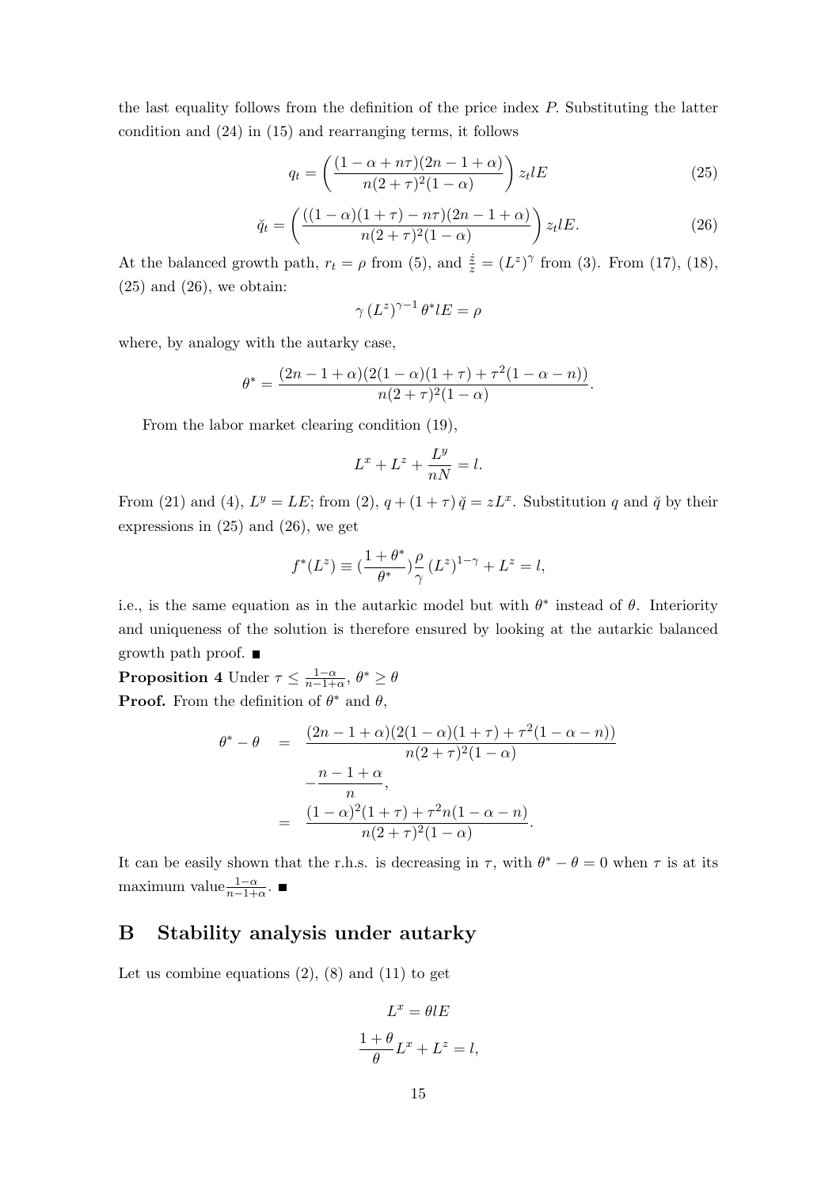the last equality follows from the definition of the price index $P$. Substituting the latter condition and (24) in (15) and rearranging terms, it follows

$$q_t = \left( \frac{(1-\alpha+n\tau)(2n-1+\alpha)}{n(2+\tau)^2(1-\alpha)} \right) z_t lE \tag{25}$$

$$\check{q}_t = \left( \frac{((1-\alpha)(1+\tau)-n\tau)(2n-1+\alpha)}{n(2+\tau)^2(1-\alpha)} \right) z_t lE. \tag{26}$$

At the balanced growth path, $r_t = \rho$ from (5), and $\frac{\dot{z}}{z} = (L^z)^\gamma$ from (3). From (17), (18), (25) and (26), we obtain:

$$\gamma \left(L^z\right)^{\gamma-1} \theta^* lE = \rho$$

where, by analogy with the autarky case,

$$\theta^* = \frac{(2n-1+\alpha)(2(1-\alpha)(1+\tau)+\tau^2(1-\alpha-n))}{n(2+\tau)^2(1-\alpha)}.$$

From the labor market clearing condition (19),

$$L^x + L^z + \frac{L^y}{nN} = l.$$

From (21) and (4), $L^y = LE$; from (2), $q + (1+\tau)\check{q} = zL^x$. Substitution $q$ and $\check{q}$ by their expressions in (25) and (26), we get

$$f^*(L^z) \equiv (\frac{1+\theta^*}{\theta^*})\frac{\rho}{\gamma}\left(L^z\right)^{1-\gamma} + L^z = l,$$

i.e., is the same equation as in the autarkic model but with $\theta^*$ instead of $\theta$. Interiority and uniqueness of the solution is therefore ensured by looking at the autarkic balanced growth path proof. ■

**Proposition 4** Under $\tau \leq \frac{1-\alpha}{n-1+\alpha}$, $\theta^* \geq \theta$

**Proof.** From the definition of $\theta^*$ and $\theta$,

$$\begin{aligned}
\theta^* - \theta &= \frac{(2n-1+\alpha)(2(1-\alpha)(1+\tau)+\tau^2(1-\alpha-n))}{n(2+\tau)^2(1-\alpha)} \\
&\quad - \frac{n-1+\alpha}{n}, \\
&= \frac{(1-\alpha)^2(1+\tau)+\tau^2 n(1-\alpha-n)}{n(2+\tau)^2(1-\alpha)}.
\end{aligned}$$

It can be easily shown that the r.h.s. is decreasing in $\tau$, with $\theta^* - \theta = 0$ when $\tau$ is at its maximum value $\frac{1-\alpha}{n-1+\alpha}$. ■

## B Stability analysis under autarky

Let us combine equations (2), (8) and (11) to get

$$L^x = \theta lE$$

$$\frac{1+\theta}{\theta}L^x + L^z = l,$$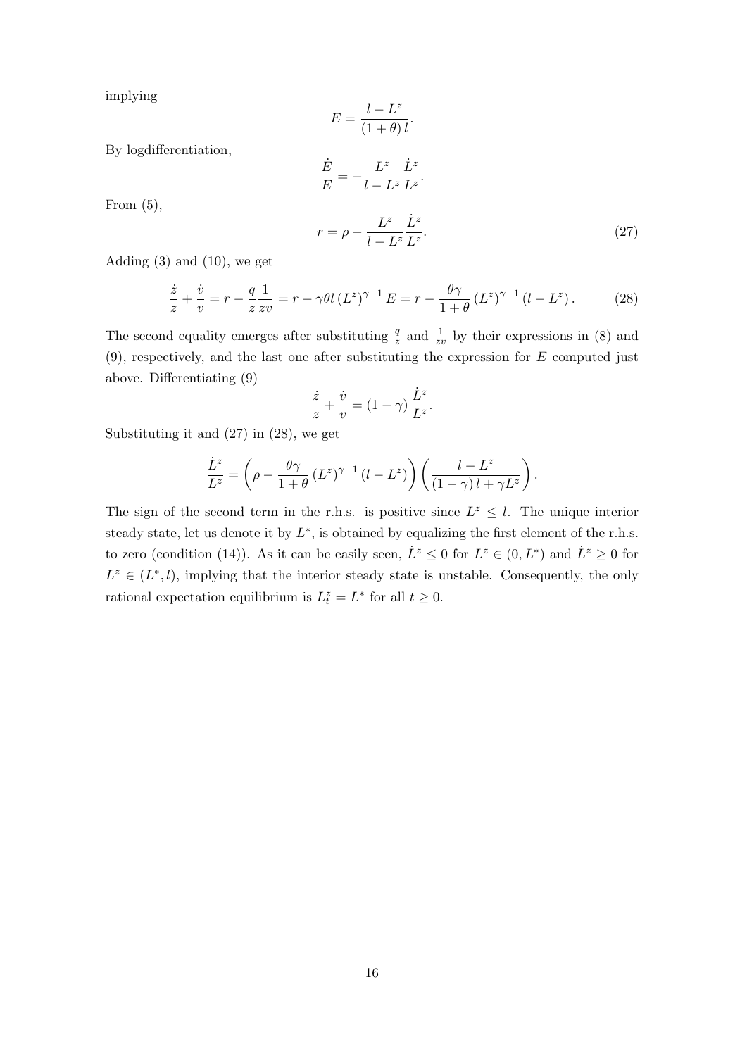implying

$$E = \frac{l - L^z}{(1+\theta)\, l}.$$

By logdifferentiation,

$$\frac{\dot{E}}{E} = -\frac{L^z}{l - L^z}\frac{\dot{L}^z}{L^z}.$$

From (5),

$$r = \rho - \frac{L^z}{l - L^z}\frac{\dot{L}^z}{L^z}. \tag{27}$$

Adding (3) and (10), we get

$$\frac{\dot{z}}{z} + \frac{\dot{v}}{v} = r - \frac{q}{z}\frac{1}{zv} = r - \gamma\theta l \left(L^z\right)^{\gamma-1} E = r - \frac{\theta\gamma}{1+\theta}\left(L^z\right)^{\gamma-1}\left(l - L^z\right). \tag{28}$$

The second equality emerges after substituting $\frac{q}{z}$ and $\frac{1}{zv}$ by their expressions in (8) and (9), respectively, and the last one after substituting the expression for $E$ computed just above. Differentiating (9)

$$\frac{\dot{z}}{z} + \frac{\dot{v}}{v} = (1-\gamma)\frac{\dot{L}^z}{L^z}.$$

Substituting it and (27) in (28), we get

$$\frac{\dot{L}^z}{L^z} = \left(\rho - \frac{\theta\gamma}{1+\theta}\left(L^z\right)^{\gamma-1}\left(l - L^z\right)\right)\left(\frac{l - L^z}{(1-\gamma)\, l + \gamma L^z}\right).$$

The sign of the second term in the r.h.s. is positive since $L^z \leq l$. The unique interior steady state, let us denote it by $L^*$, is obtained by equalizing the first element of the r.h.s. to zero (condition (14)). As it can be easily seen, $\dot{L}^z \leq 0$ for $L^z \in (0, L^*)$ and $\dot{L}^z \geq 0$ for $L^z \in (L^*, l)$, implying that the interior steady state is unstable. Consequently, the only rational expectation equilibrium is $L_t^z = L^*$ for all $t \geq 0$.